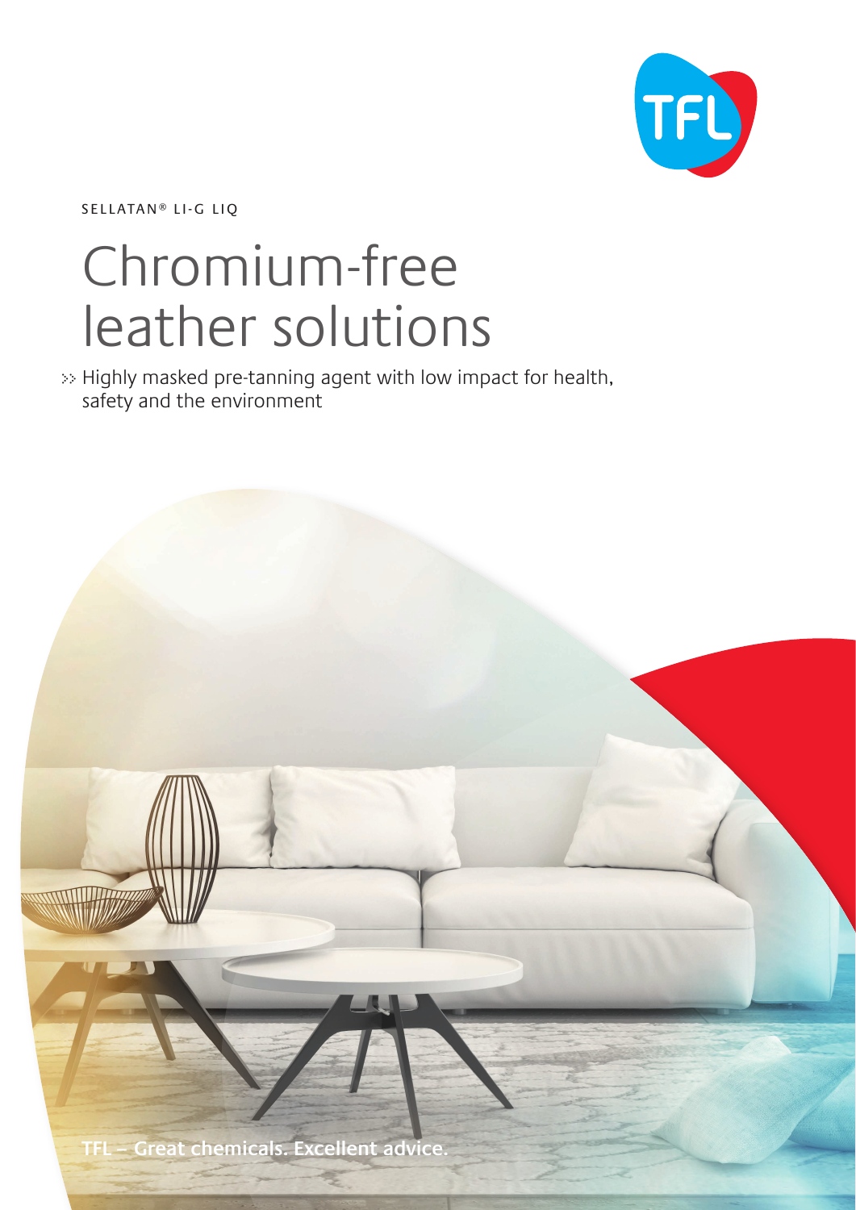SELLATAN® LI-G LIQ

# Chromium-free leather solutions

>> Highly masked pre-tanning agent with low impact for health, safety and the environment

TFL – Great chemicals. Excellent advice.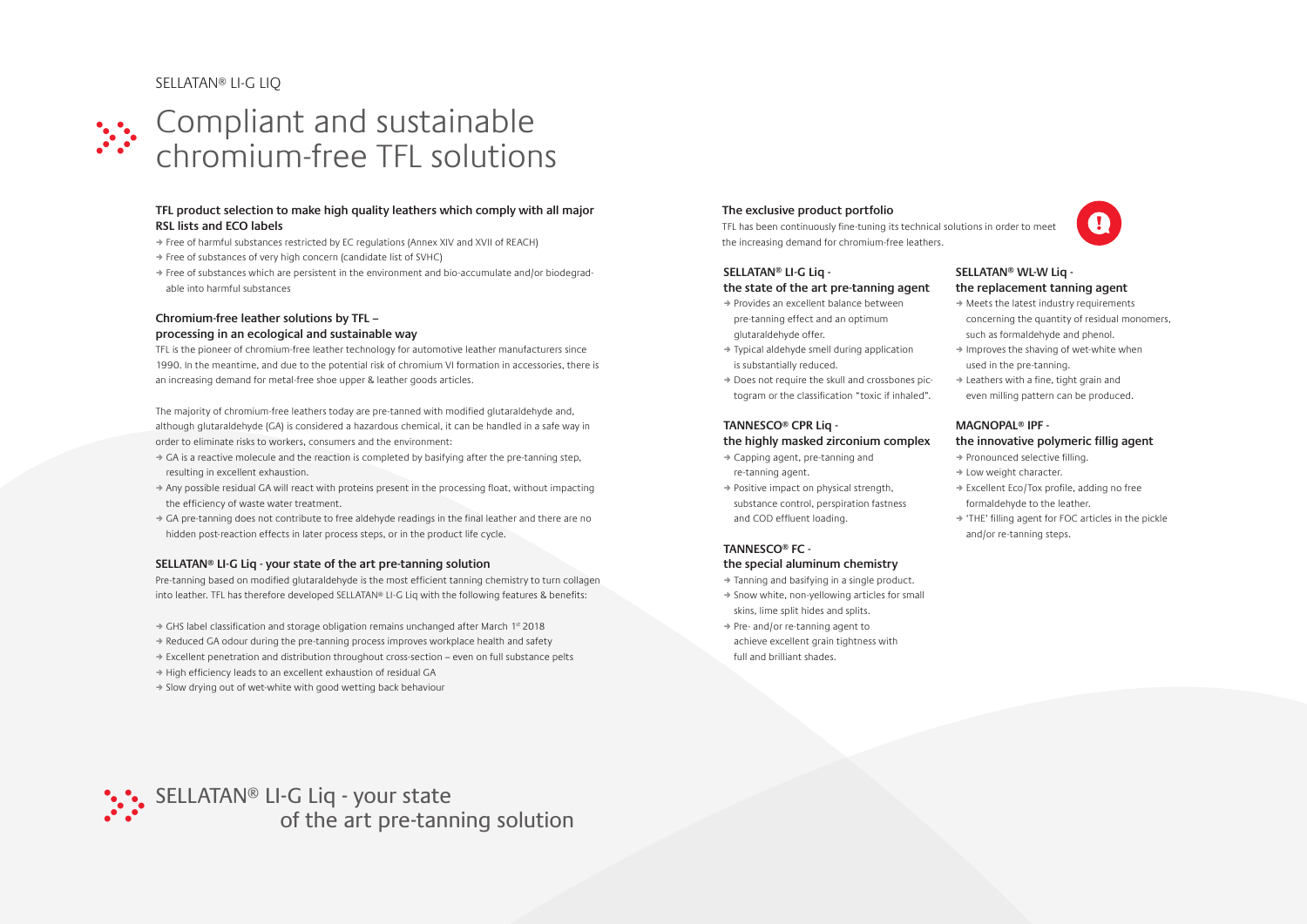SELLATAN® LI-G LIQ

# Compliant and sustainable chromium-free TFL solutions

### TFL product selection to make high quality leathers which comply with all major RSL lists and ECO labels

- Free of harmful substances restricted by EC regulations (Annex XIV and XVII of REACH)
- Free of substances of very high concern (candidate list of SVHC)
- Free of substances which are persistent in the environment and bio-accumulate and/or biodegradable into harmful substances

### Chromium-free leather solutions by TFL – processing in an ecological and sustainable way

TFL is the pioneer of chromium-free leather technology for automotive leather manufacturers since 1990. In the meantime, and due to the potential risk of chromium VI formation in accessories, there is an increasing demand for metal-free shoe upper & leather goods articles.

The majority of chromium-free leathers today are pre-tanned with modified glutaraldehyde and, although glutaraldehyde (GA) is considered a hazardous chemical, it can be handled in a safe way in order to eliminate risks to workers, consumers and the environment:

- GA is a reactive molecule and the reaction is completed by basifying after the pre-tanning step, resulting in excellent exhaustion.
- Any possible residual GA will react with proteins present in the processing float, without impacting the efficiency of waste water treatment.
- GA pre-tanning does not contribute to free aldehyde readings in the final leather and there are no hidden post-reaction effects in later process steps, or in the product life cycle.

### SELLATAN® LI-G Liq - your state of the art pre-tanning solution

Pre-tanning based on modified glutaraldehyde is the most efficient tanning chemistry to turn collagen into leather. TFL has therefore developed SELLATAN® LI-G Liq with the following features & benefits:

- GHS label classification and storage obligation remains unchanged after March 1st 2018
- Reduced GA odour during the pre-tanning process improves workplace health and safety
- Excellent penetration and distribution throughout cross-section – even on full substance pelts
- High efficiency leads to an excellent exhaustion of residual GA
- Slow drying out of wet-white with good wetting back behaviour

## SELLATAN® LI-G Liq - your state of the art pre-tanning solution

### The exclusive product portfolio

TFL has been continuously fine-tuning its technical solutions in order to meet the increasing demand for chromium-free leathers.

### SELLATAN® LI-G Liq - the state of the art pre-tanning agent

- Provides an excellent balance between pre-tanning effect and an optimum glutaraldehyde offer.
- Typical aldehyde smell during application is substantially reduced.
- Does not require the skull and crossbones pictogram or the classification "toxic if inhaled".

### TANNESCO® CPR Liq - the highly masked zirconium complex

- Capping agent, pre-tanning and re-tanning agent.
- Positive impact on physical strength, substance control, perspiration fastness and COD effluent loading.

### TANNESCO® FC - the special aluminum chemistry

- Tanning and basifying in a single product.
- Snow white, non-yellowing articles for small skins, lime split hides and splits.
- Pre- and/or re-tanning agent to achieve excellent grain tightness with full and brilliant shades.

### SELLATAN® WL-W Liq - the replacement tanning agent

- Meets the latest industry requirements concerning the quantity of residual monomers, such as formaldehyde and phenol.
- Improves the shaving of wet-white when used in the pre-tanning.
- Leathers with a fine, tight grain and even milling pattern can be produced.

### MAGNOPAL® IPF - the innovative polymeric fillig agent

- Pronounced selective filling.
- Low weight character.
- Excellent Eco/Tox profile, adding no free formaldehyde to the leather.
- 'THE' filling agent for FOC articles in the pickle and/or re-tanning steps.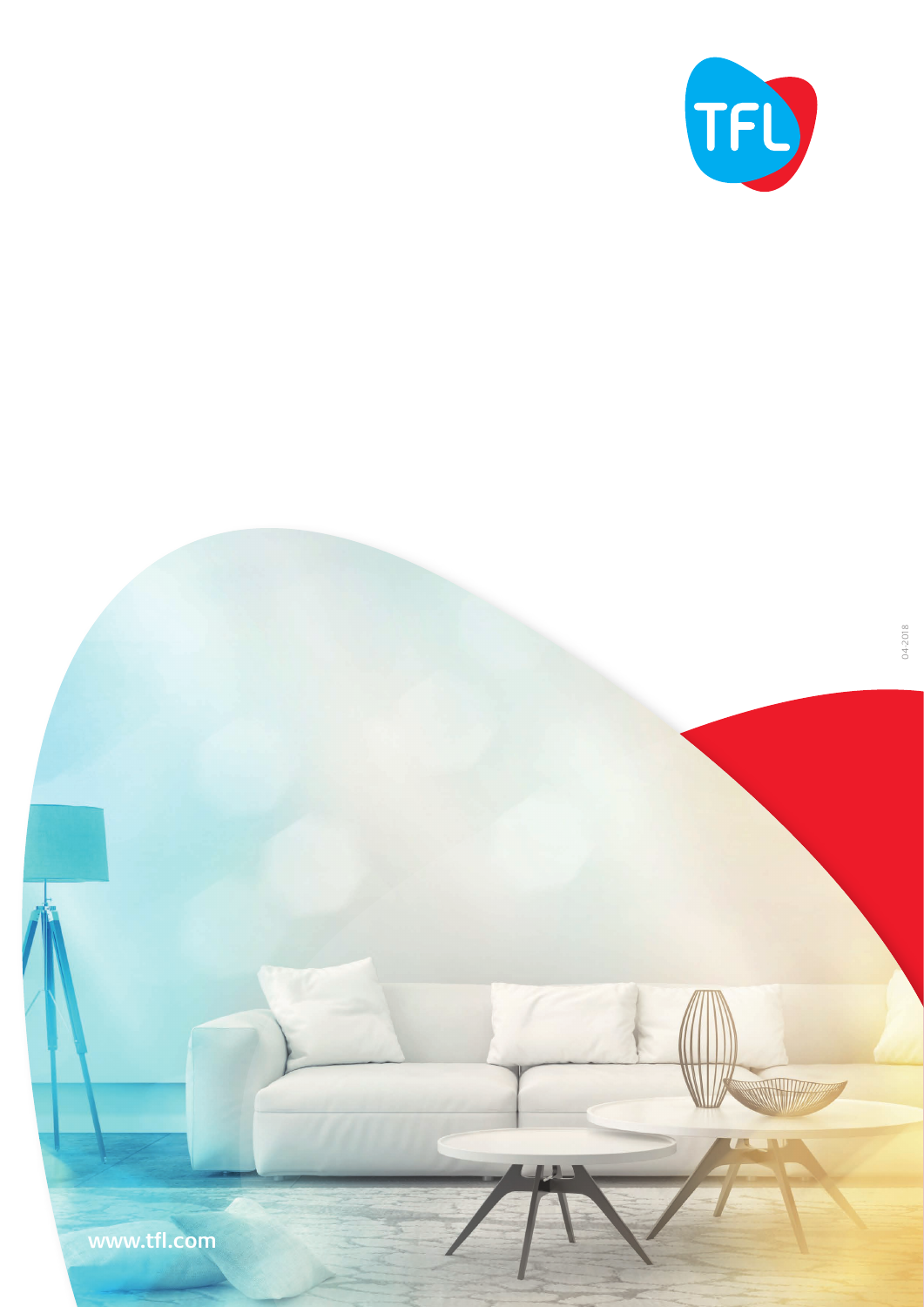TFL

04-2018

www.tfl.com